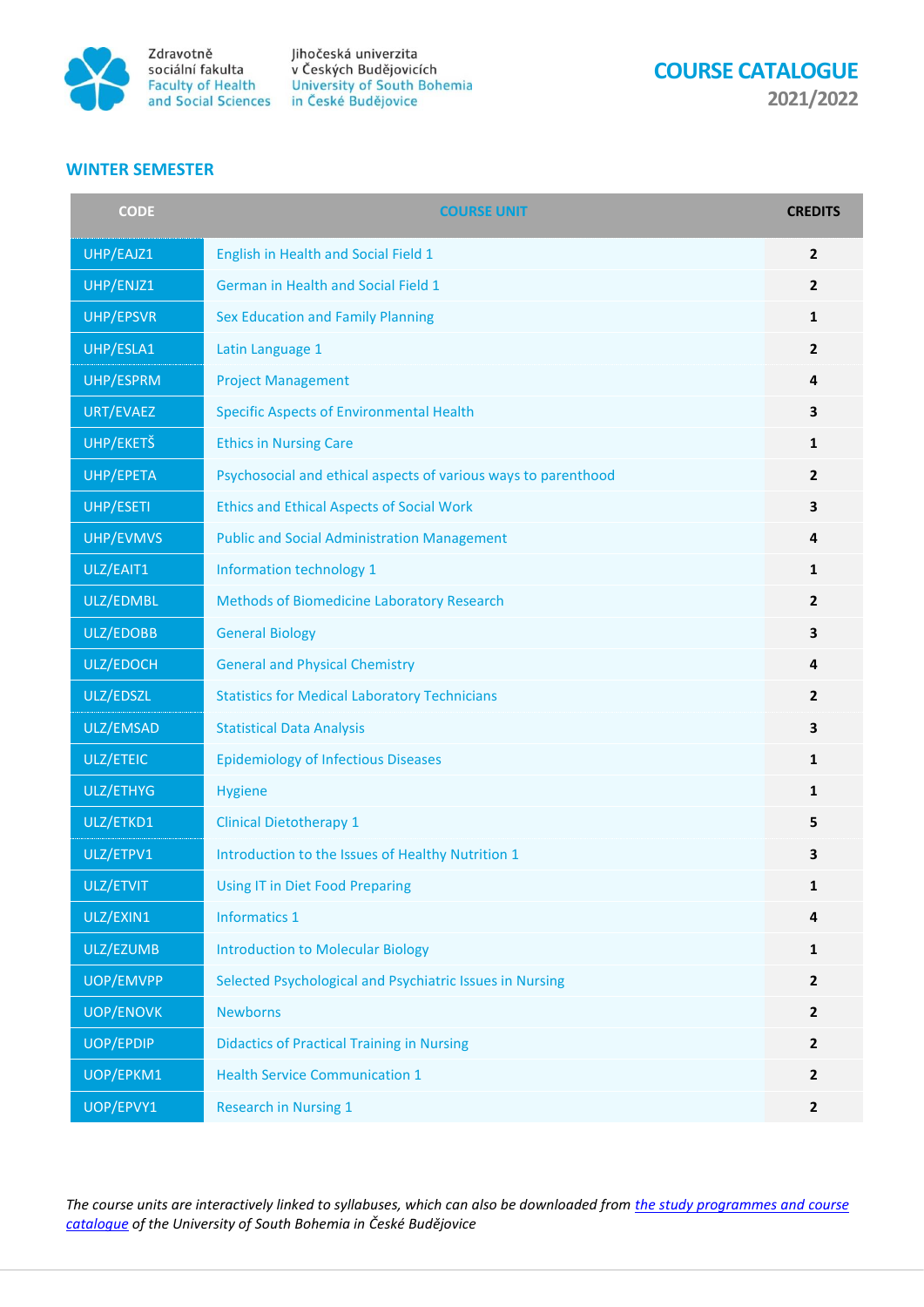Zdravotně sociální fakulta
Faculty of Health and Social Sciences

Jihočeská univerzita v Českých Budějovicích
University of South Bohemia in České Budějovice

# COURSE CATALOGUE

**2021/2022**

## WINTER SEMESTER

| CODE | COURSE UNIT | CREDITS |
|---|---|---|
| UHP/EAJZ1 | English in Health and Social Field 1 | 2 |
| UHP/ENJZ1 | German in Health and Social Field 1 | 2 |
| UHP/EPSVR | Sex Education and Family Planning | 1 |
| UHP/ESLA1 | Latin Language 1 | 2 |
| UHP/ESPRM | Project Management | 4 |
| URT/EVAEZ | Specific Aspects of Environmental Health | 3 |
| UHP/EKETŠ | Ethics in Nursing Care | 1 |
| UHP/EPETA | Psychosocial and ethical aspects of various ways to parenthood | 2 |
| UHP/ESETI | Ethics and Ethical Aspects of Social Work | 3 |
| UHP/EVMVS | Public and Social Administration Management | 4 |
| ULZ/EAIT1 | Information technology 1 | 1 |
| ULZ/EDMBL | Methods of Biomedicine Laboratory Research | 2 |
| ULZ/EDOBB | General Biology | 3 |
| ULZ/EDOCH | General and Physical Chemistry | 4 |
| ULZ/EDSZL | Statistics for Medical Laboratory Technicians | 2 |
| ULZ/EMSAD | Statistical Data Analysis | 3 |
| ULZ/ETEIC | Epidemiology of Infectious Diseases | 1 |
| ULZ/ETHYG | Hygiene | 1 |
| ULZ/ETKD1 | Clinical Dietotherapy 1 | 5 |
| ULZ/ETPV1 | Introduction to the Issues of Healthy Nutrition 1 | 3 |
| ULZ/ETVIT | Using IT in Diet Food Preparing | 1 |
| ULZ/EXIN1 | Informatics 1 | 4 |
| ULZ/EZUMB | Introduction to Molecular Biology | 1 |
| UOP/EMVPP | Selected Psychological and Psychiatric Issues in Nursing | 2 |
| UOP/ENOVK | Newborns | 2 |
| UOP/EPDIP | Didactics of Practical Training in Nursing | 2 |
| UOP/EPKM1 | Health Service Communication 1 | 2 |
| UOP/EPVY1 | Research in Nursing 1 | 2 |

*The course units are interactively linked to syllabuses, which can also be downloaded from the study programmes and course catalogue of the University of South Bohemia in České Budějovice*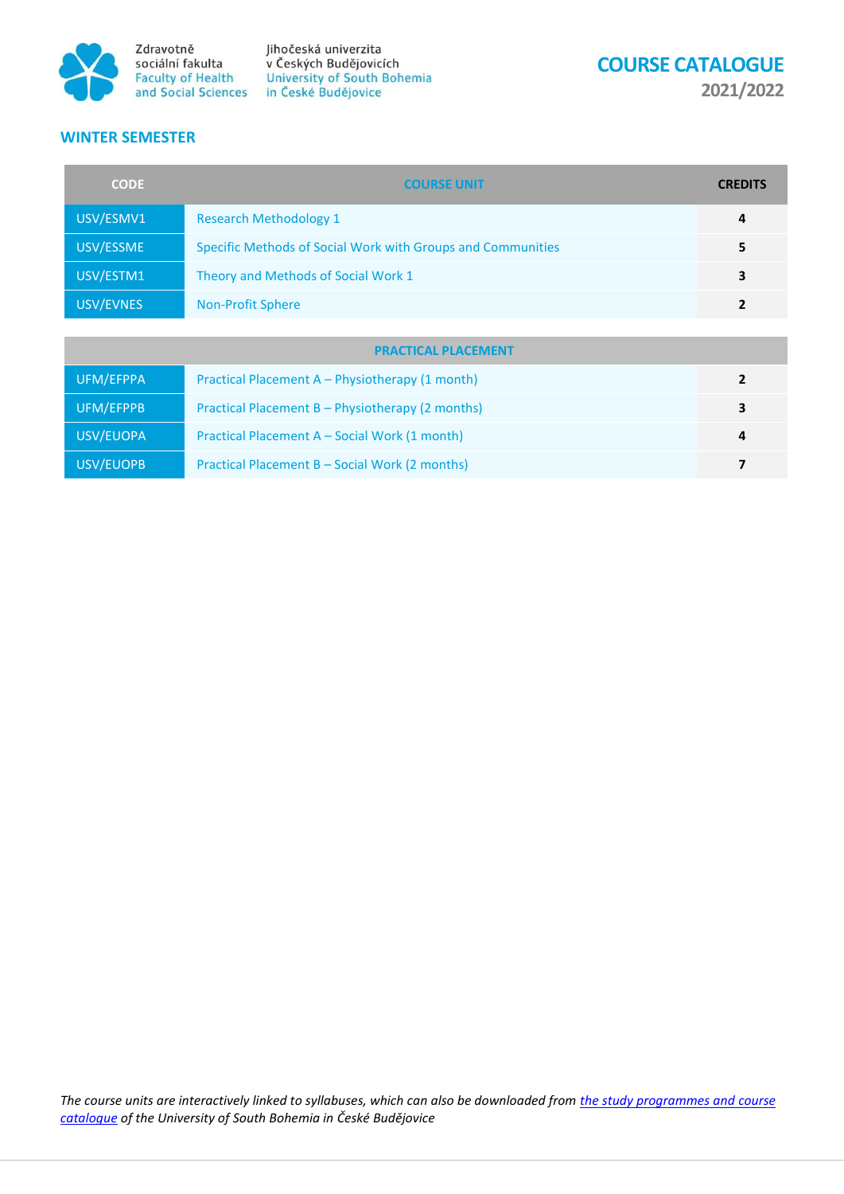Zdravotně sociální fakulta
Faculty of Health and Social Sciences

Jihočeská univerzita v Českých Budějovicích
University of South Bohemia in České Budějovice

# COURSE CATALOGUE
## 2021/2022

### WINTER SEMESTER

| CODE | COURSE UNIT | CREDITS |
|---|---|---|
| USV/ESMV1 | Research Methodology 1 | **4** |
| USV/ESSME | Specific Methods of Social Work with Groups and Communities | **5** |
| USV/ESTM1 | Theory and Methods of Social Work 1 | **3** |
| USV/EVNES | Non-Profit Sphere | **2** |

| | PRACTICAL PLACEMENT | |
|---|---|---|
| UFM/EFPPA | Practical Placement A – Physiotherapy (1 month) | **2** |
| UFM/EFPPB | Practical Placement B – Physiotherapy (2 months) | **3** |
| USV/EUOPA | Practical Placement A – Social Work (1 month) | **4** |
| USV/EUOPB | Practical Placement B – Social Work (2 months) | **7** |

*The course units are interactively linked to syllabuses, which can also be downloaded from the study programmes and course catalogue of the University of South Bohemia in České Budějovice*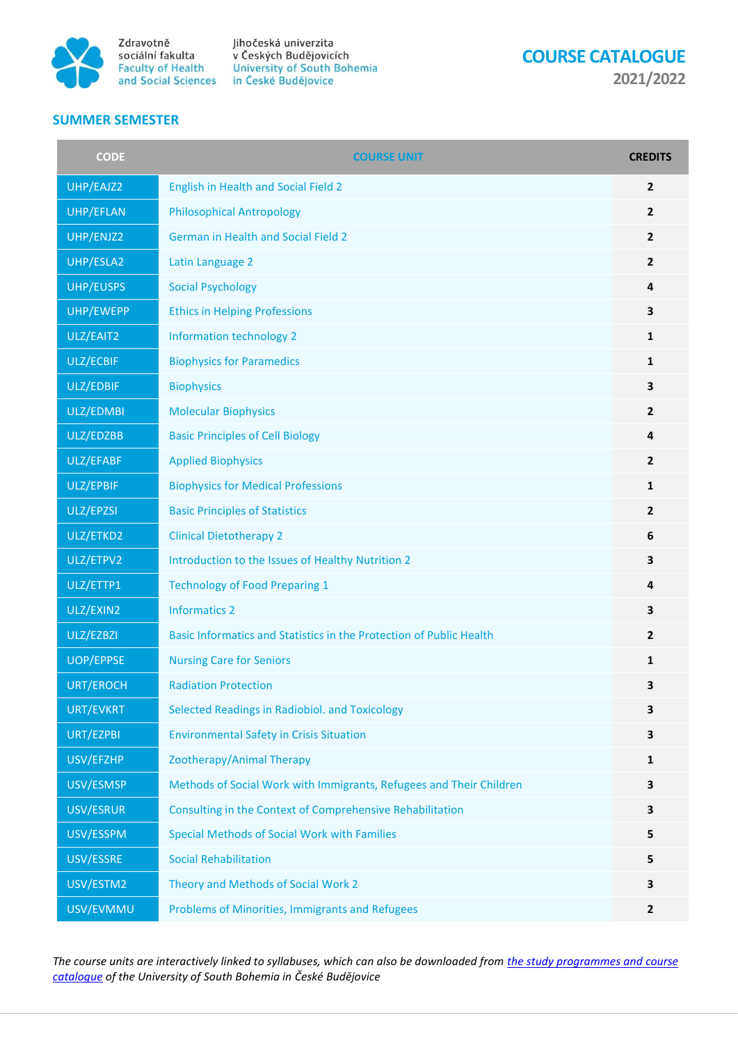Zdravotně sociální fakulta
Faculty of Health and Social Sciences

Jihočeská univerzita v Českých Budějovicích
University of South Bohemia in České Budějovice

# COURSE CATALOGUE
## 2021/2022

## SUMMER SEMESTER

| CODE | COURSE UNIT | CREDITS |
|---|---|---|
| UHP/EAJZ2 | English in Health and Social Field 2 | 2 |
| UHP/EFLAN | Philosophical Antropology | 2 |
| UHP/ENJZ2 | German in Health and Social Field 2 | 2 |
| UHP/ESLA2 | Latin Language 2 | 2 |
| UHP/EUSPS | Social Psychology | 4 |
| UHP/EWEPP | Ethics in Helping Professions | 3 |
| ULZ/EAIT2 | Information technology 2 | 1 |
| ULZ/ECBIF | Biophysics for Paramedics | 1 |
| ULZ/EDBIF | Biophysics | 3 |
| ULZ/EDMBI | Molecular Biophysics | 2 |
| ULZ/EDZBB | Basic Principles of Cell Biology | 4 |
| ULZ/EFABF | Applied Biophysics | 2 |
| ULZ/EPBIF | Biophysics for Medical Professions | 1 |
| ULZ/EPZSI | Basic Principles of Statistics | 2 |
| ULZ/ETKD2 | Clinical Dietotherapy 2 | 6 |
| ULZ/ETPV2 | Introduction to the Issues of Healthy Nutrition 2 | 3 |
| ULZ/ETTP1 | Technology of Food Preparing 1 | 4 |
| ULZ/EXIN2 | Informatics 2 | 3 |
| ULZ/EZBZI | Basic Informatics and Statistics in the Protection of Public Health | 2 |
| UOP/EPPSE | Nursing Care for Seniors | 1 |
| URT/EROCH | Radiation Protection | 3 |
| URT/EVKRT | Selected Readings in Radiobiol. and Toxicology | 3 |
| URT/EZPBI | Environmental Safety in Crisis Situation | 3 |
| USV/EFZHP | Zootherapy/Animal Therapy | 1 |
| USV/ESMSP | Methods of Social Work with Immigrants, Refugees and Their Children | 3 |
| USV/ESRUR | Consulting in the Context of Comprehensive Rehabilitation | 3 |
| USV/ESSPM | Special Methods of Social Work with Families | 5 |
| USV/ESSRE | Social Rehabilitation | 5 |
| USV/ESTM2 | Theory and Methods of Social Work 2 | 3 |
| USV/EVMMU | Problems of Minorities, Immigrants and Refugees | 2 |

*The course units are interactively linked to syllabuses, which can also be downloaded from [the study programmes and course catalogue]() of the University of South Bohemia in České Budějovice*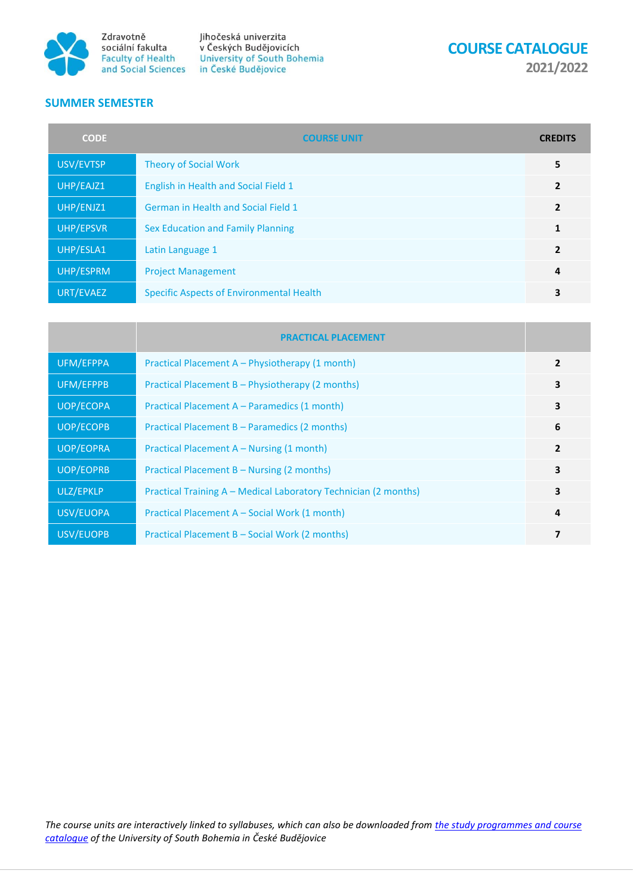Zdravotně sociální fakulta
Faculty of Health and Social Sciences

Jihočeská univerzita v Českých Budějovicích
University of South Bohemia in České Budějovice

# COURSE CATALOGUE
## 2021/2022

## SUMMER SEMESTER

| CODE | COURSE UNIT | CREDITS |
|---|---|---|
| USV/EVTSP | Theory of Social Work | **5** |
| UHP/EAJZ1 | English in Health and Social Field 1 | **2** |
| UHP/ENJZ1 | German in Health and Social Field 1 | **2** |
| UHP/EPSVR | Sex Education and Family Planning | **1** |
| UHP/ESLA1 | Latin Language 1 | **2** |
| UHP/ESPRM | Project Management | **4** |
| URT/EVAEZ | Specific Aspects of Environmental Health | **3** |

| | PRACTICAL PLACEMENT | |
|---|---|---|
| UFM/EFPPA | Practical Placement A – Physiotherapy (1 month) | **2** |
| UFM/EFPPB | Practical Placement B – Physiotherapy (2 months) | **3** |
| UOP/ECOPA | Practical Placement A – Paramedics (1 month) | **3** |
| UOP/ECOPB | Practical Placement B – Paramedics (2 months) | **6** |
| UOP/EOPRA | Practical Placement A – Nursing (1 month) | **2** |
| UOP/EOPRB | Practical Placement B – Nursing (2 months) | **3** |
| ULZ/EPKLP | Practical Training A – Medical Laboratory Technician (2 months) | **3** |
| USV/EUOPA | Practical Placement A – Social Work (1 month) | **4** |
| USV/EUOPB | Practical Placement B – Social Work (2 months) | **7** |

*The course units are interactively linked to syllabuses, which can also be downloaded from the study programmes and course catalogue of the University of South Bohemia in České Budějovice*